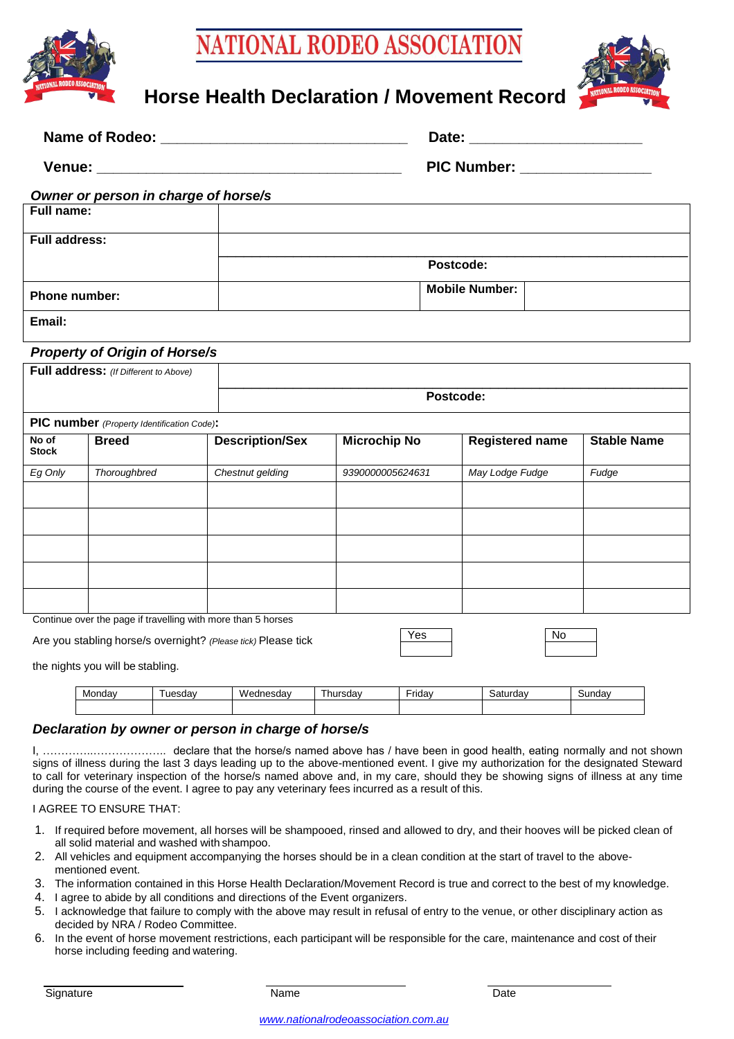# NATIONAL RODEO ASSOCIATION

## Horse Health Declaration / Movement Record

**Name of Rodeo:** ______________________________ **Date:** ____________________

**Venue:** ______________________________________ **PIC Number:** _______________

### *Owner or person in charge of horse/s*

| | | | |
|---|---|---|---|
| **Full name:** | | | |
| **Full address:** | | | |
| | **Postcode:** | | |
| **Phone number:** | | **Mobile Number:** | |
| **Email:** | | | |

### *Property of Origin of Horse/s*

| | |
|---|---|
| **Full address:** *(If Different to Above)* | |
| | **Postcode:** |
| **PIC number** *(Property Identification Code)*: | |

| No of Stock | Breed | Description/Sex | Microchip No | Registered name | Stable Name |
|---|---|---|---|---|---|
| *Eg Only* | *Thoroughbred* | *Chestnut gelding* | *9390000005624631* | *May Lodge Fudge* | *Fudge* |
| | | | | | |
| | | | | | |
| | | | | | |
| | | | | | |
| | | | | | |

Continue over the page if travelling with more than 5 horses

Are you stabling horse/s overnight? *(Please tick)* Please tick the nights you will be stabling.

| Yes | No |
|---|---|
| | |

| Monday | Tuesday | Wednesday | Thursday | Friday | Saturday | Sunday |
|---|---|---|---|---|---|---|
| | | | | | | |

### *Declaration by owner or person in charge of horse/s*

I, …………..……………….. declare that the horse/s named above has / have been in good health, eating normally and not shown signs of illness during the last 3 days leading up to the above-mentioned event. I give my authorization for the designated Steward to call for veterinary inspection of the horse/s named above and, in my care, should they be showing signs of illness at any time during the course of the event. I agree to pay any veterinary fees incurred as a result of this.

I AGREE TO ENSURE THAT:

1. If required before movement, all horses will be shampooed, rinsed and allowed to dry, and their hooves will be picked clean of all solid material and washed with shampoo.
2. All vehicles and equipment accompanying the horses should be in a clean condition at the start of travel to the above-mentioned event.
3. The information contained in this Horse Health Declaration/Movement Record is true and correct to the best of my knowledge.
4. I agree to abide by all conditions and directions of the Event organizers.
5. I acknowledge that failure to comply with the above may result in refusal of entry to the venue, or other disciplinary action as decided by NRA / Rodeo Committee.
6. In the event of horse movement restrictions, each participant will be responsible for the care, maintenance and cost of their horse including feeding and watering.

Signature ____________________ Name ____________________ Date ____________________

*www.nationalrodeoassociation.com.au*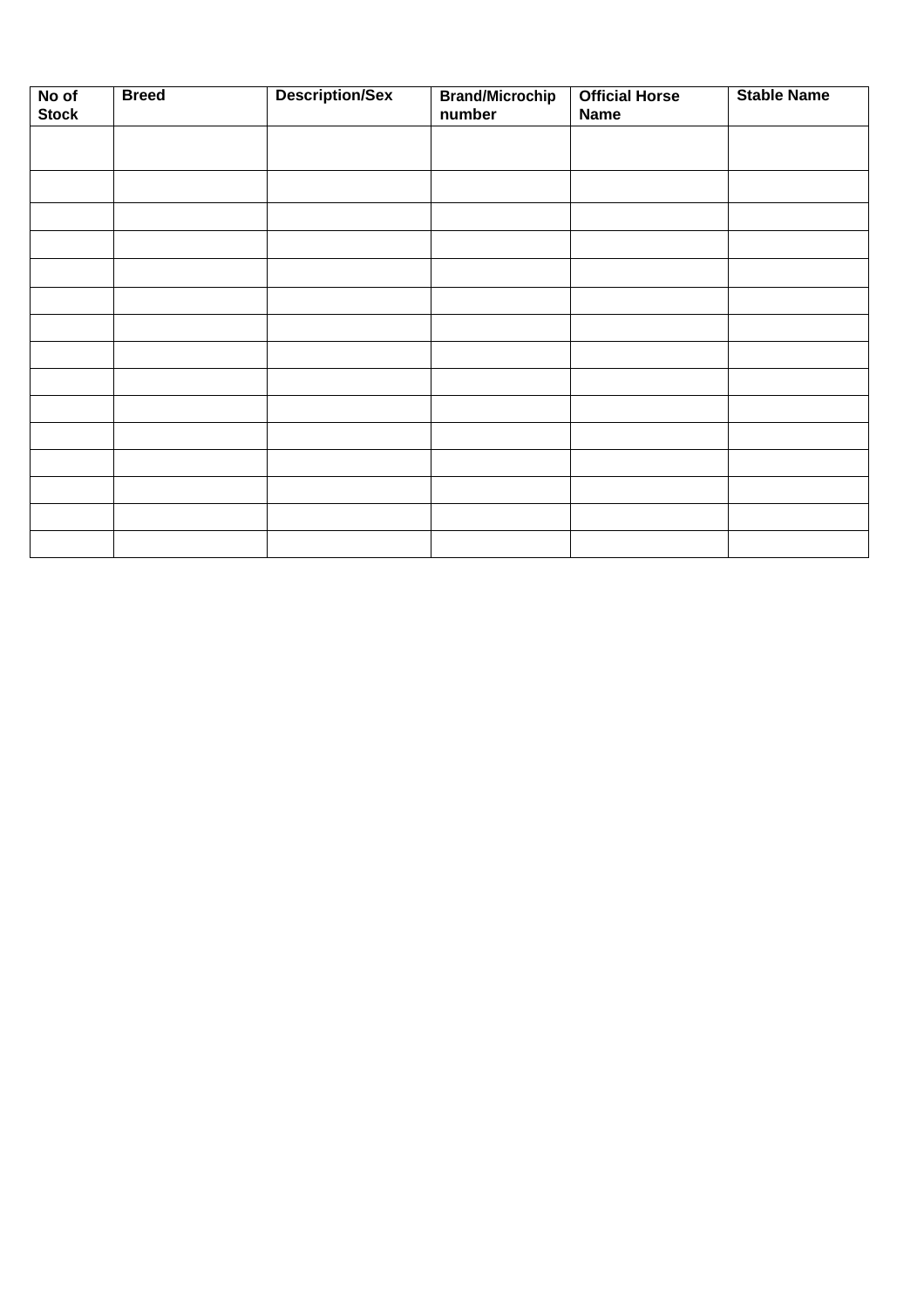| No of Stock | Breed | Description/Sex | Brand/Microchip number | Official Horse Name | Stable Name |
|---|---|---|---|---|---|
| | | | | | |
| | | | | | |
| | | | | | |
| | | | | | |
| | | | | | |
| | | | | | |
| | | | | | |
| | | | | | |
| | | | | | |
| | | | | | |
| | | | | | |
| | | | | | |
| | | | | | |
| | | | | | |
| | | | | | |